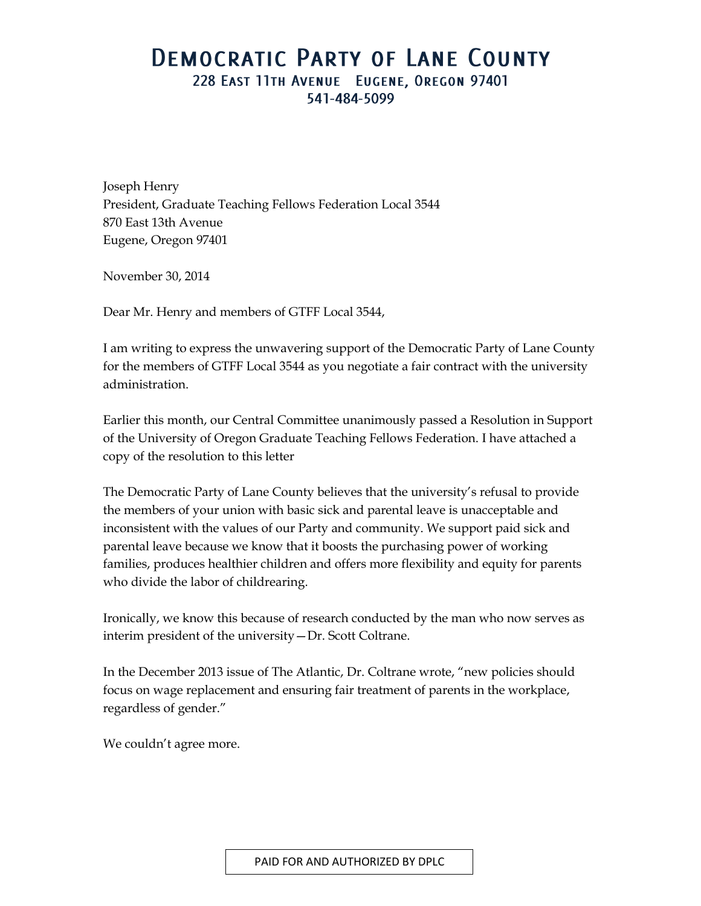# Democratic Party of Lane County

228 East 11th Avenue   Eugene, Oregon 97401

541-484-5099

Joseph Henry
President, Graduate Teaching Fellows Federation Local 3544
870 East 13th Avenue
Eugene, Oregon 97401

November 30, 2014

Dear Mr. Henry and members of GTFF Local 3544,

I am writing to express the unwavering support of the Democratic Party of Lane County for the members of GTFF Local 3544 as you negotiate a fair contract with the university administration.

Earlier this month, our Central Committee unanimously passed a Resolution in Support of the University of Oregon Graduate Teaching Fellows Federation. I have attached a copy of the resolution to this letter

The Democratic Party of Lane County believes that the university's refusal to provide the members of your union with basic sick and parental leave is unacceptable and inconsistent with the values of our Party and community. We support paid sick and parental leave because we know that it boosts the purchasing power of working families, produces healthier children and offers more flexibility and equity for parents who divide the labor of childrearing.

Ironically, we know this because of research conducted by the man who now serves as interim president of the university—Dr. Scott Coltrane.

In the December 2013 issue of The Atlantic, Dr. Coltrane wrote, "new policies should focus on wage replacement and ensuring fair treatment of parents in the workplace, regardless of gender."

We couldn't agree more.

PAID FOR AND AUTHORIZED BY DPLC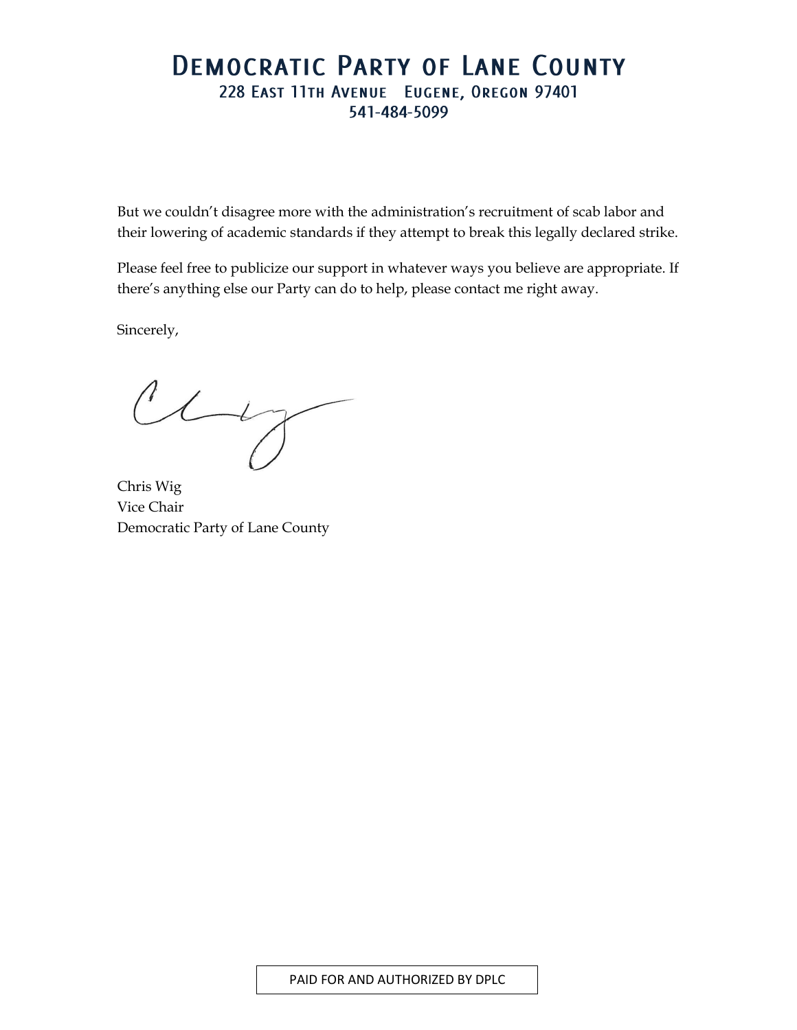# Democratic Party of Lane County

228 East 11th Avenue Eugene, Oregon 97401

541-484-5099

But we couldn't disagree more with the administration's recruitment of scab labor and their lowering of academic standards if they attempt to break this legally declared strike.

Please feel free to publicize our support in whatever ways you believe are appropriate. If there's anything else our Party can do to help, please contact me right away.

Sincerely,

Chris Wig
Vice Chair
Democratic Party of Lane County

PAID FOR AND AUTHORIZED BY DPLC